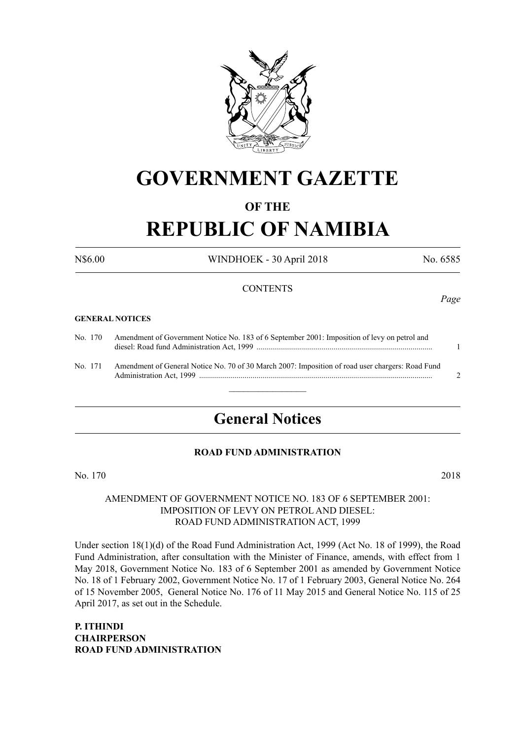# GOVERNMENT GAZETTE

## OF THE

# REPUBLIC OF NAMIBIA

N$6.00 WINDHOEK - 30 April 2018 No. 6585

CONTENTS

*Page*

**GENERAL NOTICES**

No. 170 Amendment of Government Notice No. 183 of 6 September 2001: Imposition of levy on petrol and diesel: Road fund Administration Act, 1999 ........................................................................................ 1

No. 171 Amendment of General Notice No. 70 of 30 March 2007: Imposition of road user chargers: Road Fund Administration Act, 1999 ..................................................................................................................... 2

---

## General Notices

**ROAD FUND ADMINISTRATION**

No. 170 2018

AMENDMENT OF GOVERNMENT NOTICE NO. 183 OF 6 SEPTEMBER 2001: IMPOSITION OF LEVY ON PETROL AND DIESEL: ROAD FUND ADMINISTRATION ACT, 1999

Under section 18(1)(d) of the Road Fund Administration Act, 1999 (Act No. 18 of 1999), the Road Fund Administration, after consultation with the Minister of Finance, amends, with effect from 1 May 2018, Government Notice No. 183 of 6 September 2001 as amended by Government Notice No. 18 of 1 February 2002, Government Notice No. 17 of 1 February 2003, General Notice No. 264 of 15 November 2005, General Notice No. 176 of 11 May 2015 and General Notice No. 115 of 25 April 2017, as set out in the Schedule.

**P. ITHINDI**
**CHAIRPERSON**
**ROAD FUND ADMINISTRATION**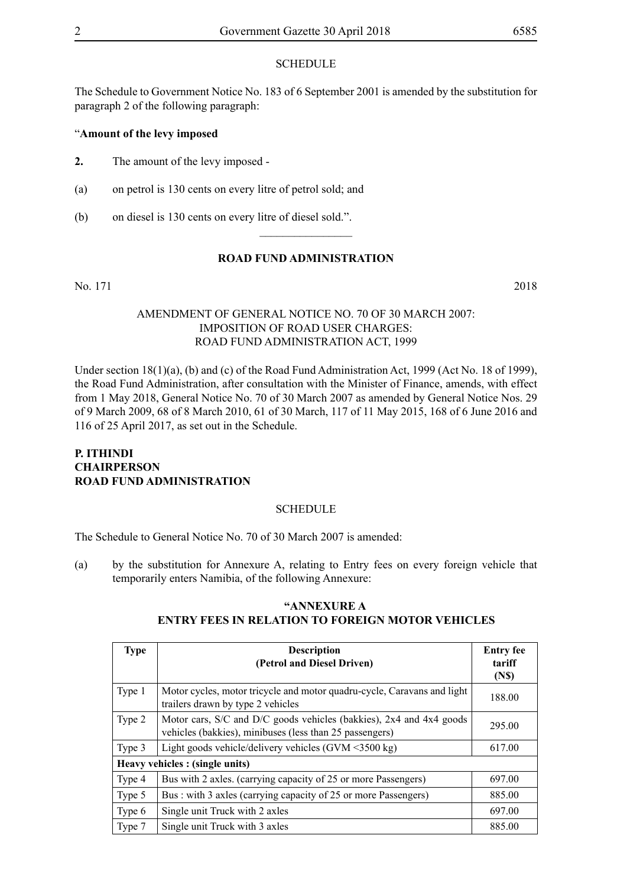SCHEDULE

The Schedule to Government Notice No. 183 of 6 September 2001 is amended by the substitution for paragraph 2 of the following paragraph:

"**Amount of the levy imposed**

**2.** The amount of the levy imposed -

(a) on petrol is 130 cents on every litre of petrol sold; and

(b) on diesel is 130 cents on every litre of diesel sold.".

________________

## ROAD FUND ADMINISTRATION

No. 171 2018

AMENDMENT OF GENERAL NOTICE NO. 70 OF 30 MARCH 2007:
IMPOSITION OF ROAD USER CHARGES:
ROAD FUND ADMINISTRATION ACT, 1999

Under section 18(1)(a), (b) and (c) of the Road Fund Administration Act, 1999 (Act No. 18 of 1999), the Road Fund Administration, after consultation with the Minister of Finance, amends, with effect from 1 May 2018, General Notice No. 70 of 30 March 2007 as amended by General Notice Nos. 29 of 9 March 2009, 68 of 8 March 2010, 61 of 30 March, 117 of 11 May 2015, 168 of 6 June 2016 and 116 of 25 April 2017, as set out in the Schedule.

**P. ITHINDI**
**CHAIRPERSON**
**ROAD FUND ADMINISTRATION**

SCHEDULE

The Schedule to General Notice No. 70 of 30 March 2007 is amended:

(a) by the substitution for Annexure A, relating to Entry fees on every foreign vehicle that temporarily enters Namibia, of the following Annexure:

**"ANNEXURE A**
**ENTRY FEES IN RELATION TO FOREIGN MOTOR VEHICLES**

| Type | Description (Petrol and Diesel Driven) | Entry fee tariff (N$) |
|---|---|---|
| Type 1 | Motor cycles, motor tricycle and motor quadru-cycle, Caravans and light trailers drawn by type 2 vehicles | 188.00 |
| Type 2 | Motor cars, S/C and D/C goods vehicles (bakkies), 2x4 and 4x4 goods vehicles (bakkies), minibuses (less than 25 passengers) | 295.00 |
| Type 3 | Light goods vehicle/delivery vehicles (GVM <3500 kg) | 617.00 |
| **Heavy vehicles : (single units)** | | |
| Type 4 | Bus with 2 axles. (carrying capacity of 25 or more Passengers) | 697.00 |
| Type 5 | Bus : with 3 axles (carrying capacity of 25 or more Passengers) | 885.00 |
| Type 6 | Single unit Truck with 2 axles | 697.00 |
| Type 7 | Single unit Truck with 3 axles | 885.00 |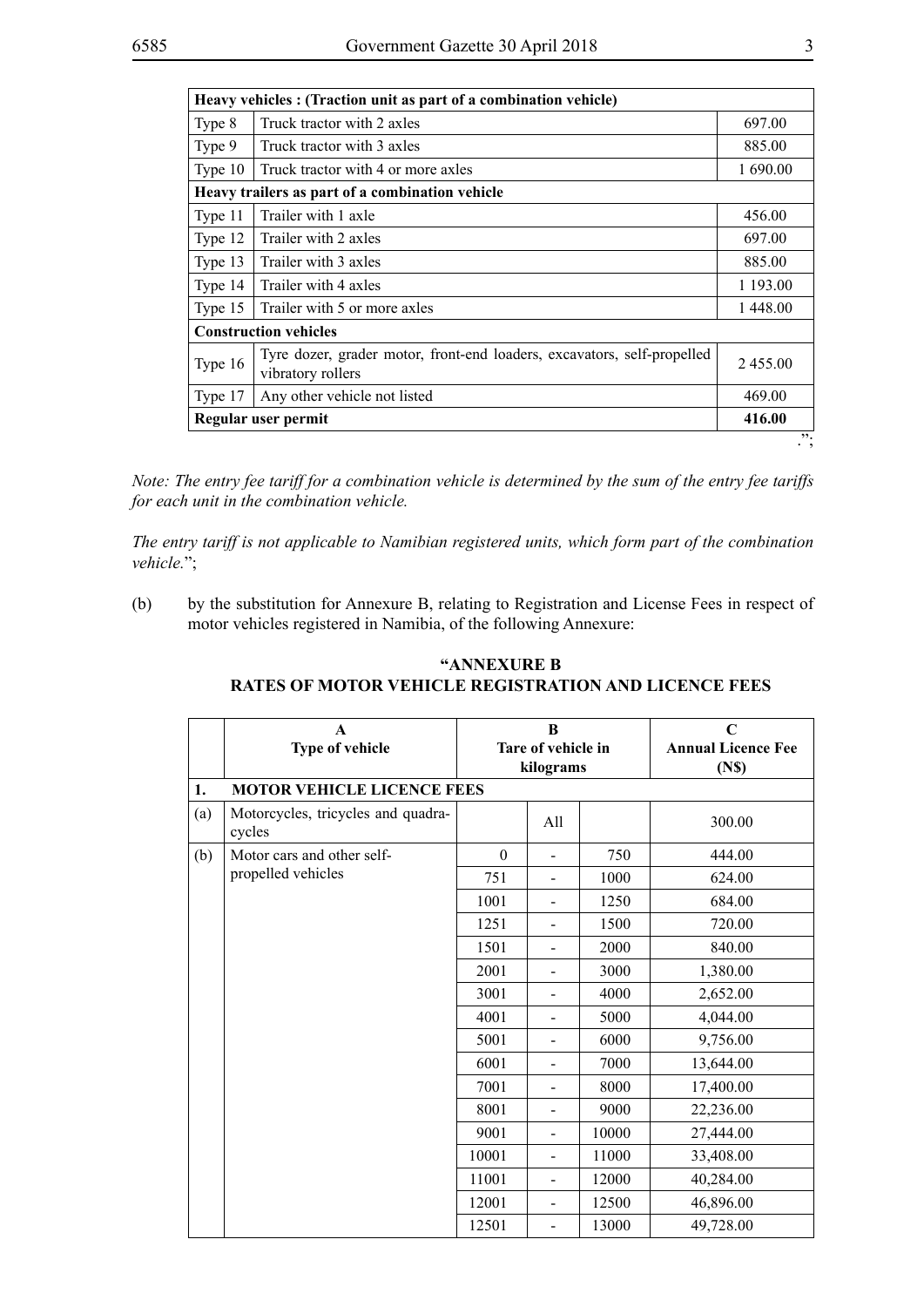| Heavy vehicles : (Traction unit as part of a combination vehicle) | | |
|---|---|---|
| Type 8 | Truck tractor with 2 axles | 697.00 |
| Type 9 | Truck tractor with 3 axles | 885.00 |
| Type 10 | Truck tractor with 4 or more axles | 1 690.00 |
| **Heavy trailers as part of a combination vehicle** | | |
| Type 11 | Trailer with 1 axle | 456.00 |
| Type 12 | Trailer with 2 axles | 697.00 |
| Type 13 | Trailer with 3 axles | 885.00 |
| Type 14 | Trailer with 4 axles | 1 193.00 |
| Type 15 | Trailer with 5 or more axles | 1 448.00 |
| **Construction vehicles** | | |
| Type 16 | Tyre dozer, grader motor, front-end loaders, excavators, self-propelled vibratory rollers | 2 455.00 |
| Type 17 | Any other vehicle not listed | 469.00 |
| **Regular user permit** | | **416.00** |

.";

*Note: The entry fee tariff for a combination vehicle is determined by the sum of the entry fee tariffs for each unit in the combination vehicle.*

*The entry tariff is not applicable to Namibian registered units, which form part of the combination vehicle.*";

(b) by the substitution for Annexure B, relating to Registration and License Fees in respect of motor vehicles registered in Namibia, of the following Annexure:

**"ANNEXURE B**
**RATES OF MOTOR VEHICLE REGISTRATION AND LICENCE FEES**

| | **A** **Type of vehicle** | **B** **Tare of vehicle in kilograms** | | | **C** **Annual Licence Fee (N$)** |
|---|---|---|---|---|---|
| **1.** | **MOTOR VEHICLE LICENCE FEES** | | | | |
| (a) | Motorcycles, tricycles and quadra-cycles | | All | | 300.00 |
| (b) | Motor cars and other self-propelled vehicles | 0 | - | 750 | 444.00 |
| | | 751 | - | 1000 | 624.00 |
| | | 1001 | - | 1250 | 684.00 |
| | | 1251 | - | 1500 | 720.00 |
| | | 1501 | - | 2000 | 840.00 |
| | | 2001 | - | 3000 | 1,380.00 |
| | | 3001 | - | 4000 | 2,652.00 |
| | | 4001 | - | 5000 | 4,044.00 |
| | | 5001 | - | 6000 | 9,756.00 |
| | | 6001 | - | 7000 | 13,644.00 |
| | | 7001 | - | 8000 | 17,400.00 |
| | | 8001 | - | 9000 | 22,236.00 |
| | | 9001 | - | 10000 | 27,444.00 |
| | | 10001 | - | 11000 | 33,408.00 |
| | | 11001 | - | 12000 | 40,284.00 |
| | | 12001 | - | 12500 | 46,896.00 |
| | | 12501 | - | 13000 | 49,728.00 |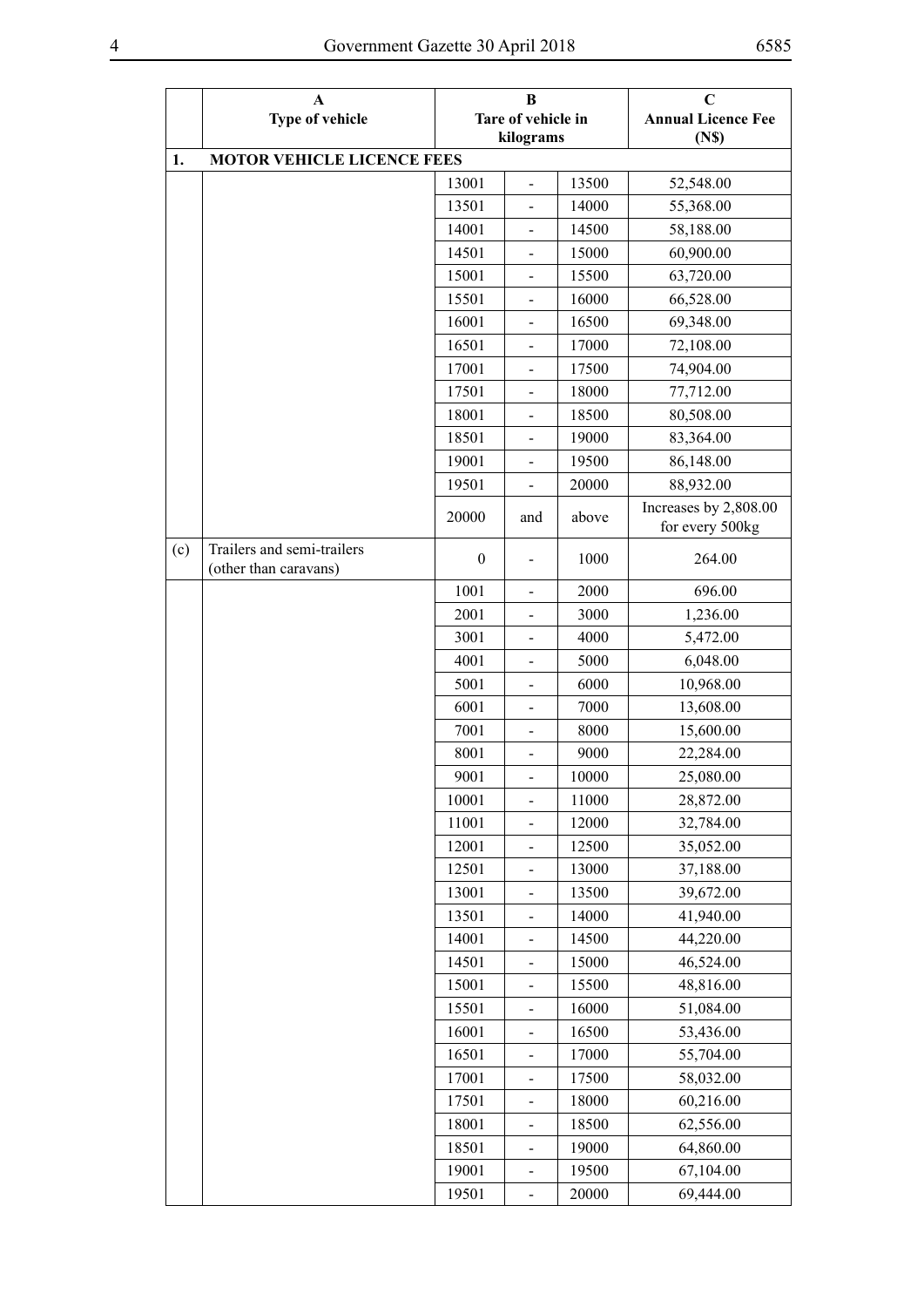| | A<br>Type of vehicle | B<br>Tare of vehicle in kilograms | | | C<br>Annual Licence Fee (N$) |
|---|---|---|---|---|---|
| **1.** | **MOTOR VEHICLE LICENCE FEES** | | | | |
| | | 13001 | - | 13500 | 52,548.00 |
| | | 13501 | - | 14000 | 55,368.00 |
| | | 14001 | - | 14500 | 58,188.00 |
| | | 14501 | - | 15000 | 60,900.00 |
| | | 15001 | - | 15500 | 63,720.00 |
| | | 15501 | - | 16000 | 66,528.00 |
| | | 16001 | - | 16500 | 69,348.00 |
| | | 16501 | - | 17000 | 72,108.00 |
| | | 17001 | - | 17500 | 74,904.00 |
| | | 17501 | - | 18000 | 77,712.00 |
| | | 18001 | - | 18500 | 80,508.00 |
| | | 18501 | - | 19000 | 83,364.00 |
| | | 19001 | - | 19500 | 86,148.00 |
| | | 19501 | - | 20000 | 88,932.00 |
| | | 20000 | and | above | Increases by 2,808.00 for every 500kg |
| (c) | Trailers and semi-trailers (other than caravans) | 0 | - | 1000 | 264.00 |
| | | 1001 | - | 2000 | 696.00 |
| | | 2001 | - | 3000 | 1,236.00 |
| | | 3001 | - | 4000 | 5,472.00 |
| | | 4001 | - | 5000 | 6,048.00 |
| | | 5001 | - | 6000 | 10,968.00 |
| | | 6001 | - | 7000 | 13,608.00 |
| | | 7001 | - | 8000 | 15,600.00 |
| | | 8001 | - | 9000 | 22,284.00 |
| | | 9001 | - | 10000 | 25,080.00 |
| | | 10001 | - | 11000 | 28,872.00 |
| | | 11001 | - | 12000 | 32,784.00 |
| | | 12001 | - | 12500 | 35,052.00 |
| | | 12501 | - | 13000 | 37,188.00 |
| | | 13001 | - | 13500 | 39,672.00 |
| | | 13501 | - | 14000 | 41,940.00 |
| | | 14001 | - | 14500 | 44,220.00 |
| | | 14501 | - | 15000 | 46,524.00 |
| | | 15001 | - | 15500 | 48,816.00 |
| | | 15501 | - | 16000 | 51,084.00 |
| | | 16001 | - | 16500 | 53,436.00 |
| | | 16501 | - | 17000 | 55,704.00 |
| | | 17001 | - | 17500 | 58,032.00 |
| | | 17501 | - | 18000 | 60,216.00 |
| | | 18001 | - | 18500 | 62,556.00 |
| | | 18501 | - | 19000 | 64,860.00 |
| | | 19001 | - | 19500 | 67,104.00 |
| | | 19501 | - | 20000 | 69,444.00 |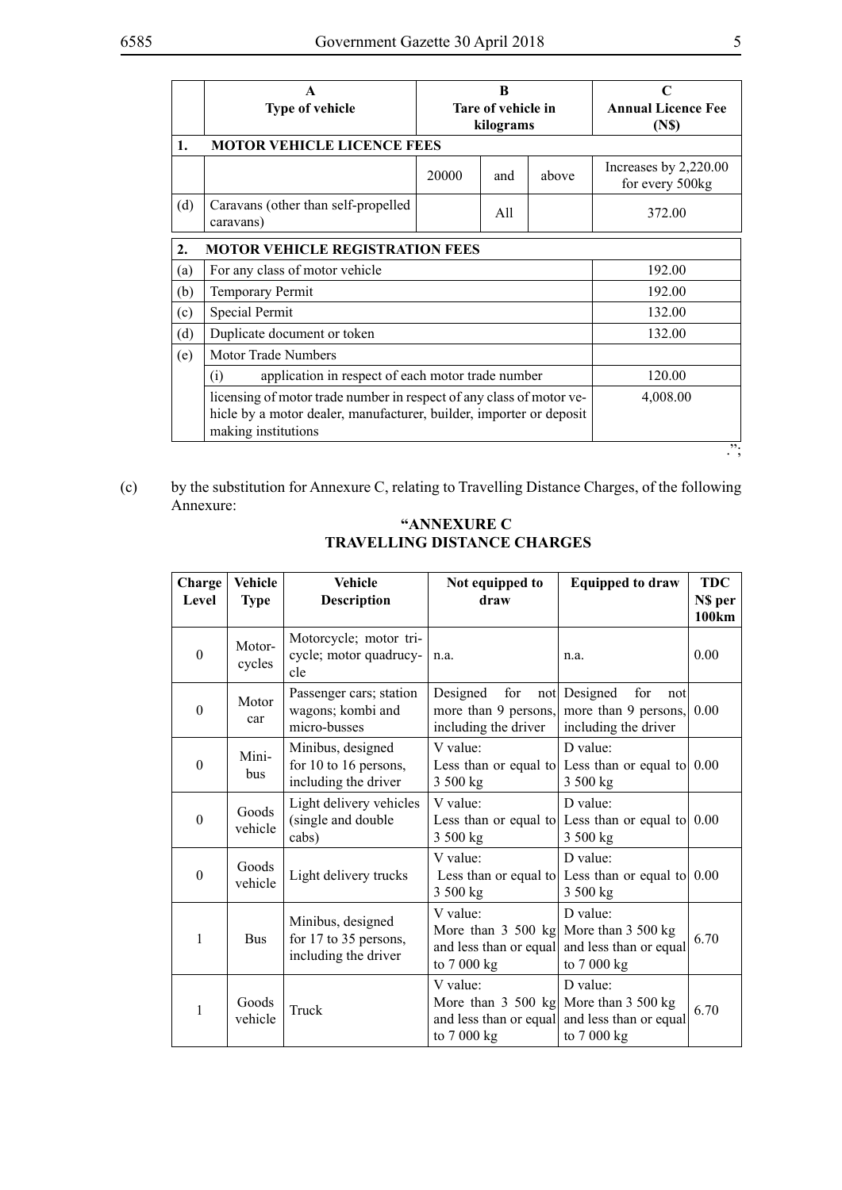| | A<br>Type of vehicle | B<br>Tare of vehicle in kilograms | | | C<br>Annual Licence Fee (N$) |
|---|---|---|---|---|---|
| **1.** | **MOTOR VEHICLE LICENCE FEES** | | | | |
| | | 20000 | and | above | Increases by 2,220.00 for every 500kg |
| (d) | Caravans (other than self-propelled caravans) | | All | | 372.00 |
| **2.** | **MOTOR VEHICLE REGISTRATION FEES** | | | | |
| (a) | For any class of motor vehicle | | | | 192.00 |
| (b) | Temporary Permit | | | | 192.00 |
| (c) | Special Permit | | | | 132.00 |
| (d) | Duplicate document or token | | | | 132.00 |
| (e) | Motor Trade Numbers | | | | |
| | (i) application in respect of each motor trade number | | | | 120.00 |
| | licensing of motor trade number in respect of any class of motor vehicle by a motor dealer, manufacturer, builder, importer or deposit making institutions | | | | 4,008.00 |

.";

(c) by the substitution for Annexure C, relating to Travelling Distance Charges, of the following Annexure:

**"ANNEXURE C**
**TRAVELLING DISTANCE CHARGES**

| Charge Level | Vehicle Type | Vehicle Description | Not equipped to draw | Equipped to draw | TDC N$ per 100km |
|---|---|---|---|---|---|
| 0 | Motor-cycles | Motorcycle; motor tricycle; motor quadrucycle | n.a. | n.a. | 0.00 |
| 0 | Motor car | Passenger cars; station wagons; kombi and micro-busses | Designed for not more than 9 persons, including the driver | Designed for not more than 9 persons, including the driver | 0.00 |
| 0 | Mini-bus | Minibus, designed for 10 to 16 persons, including the driver | V value: Less than or equal to 3 500 kg | D value: Less than or equal to 3 500 kg | 0.00 |
| 0 | Goods vehicle | Light delivery vehicles (single and double cabs) | V value: Less than or equal to 3 500 kg | D value: Less than or equal to 3 500 kg | 0.00 |
| 0 | Goods vehicle | Light delivery trucks | V value: Less than or equal to 3 500 kg | D value: Less than or equal to 3 500 kg | 0.00 |
| 1 | Bus | Minibus, designed for 17 to 35 persons, including the driver | V value: More than 3 500 kg and less than or equal to 7 000 kg | D value: More than 3 500 kg and less than or equal to 7 000 kg | 6.70 |
| 1 | Goods vehicle | Truck | V value: More than 3 500 kg and less than or equal to 7 000 kg | D value: More than 3 500 kg and less than or equal to 7 000 kg | 6.70 |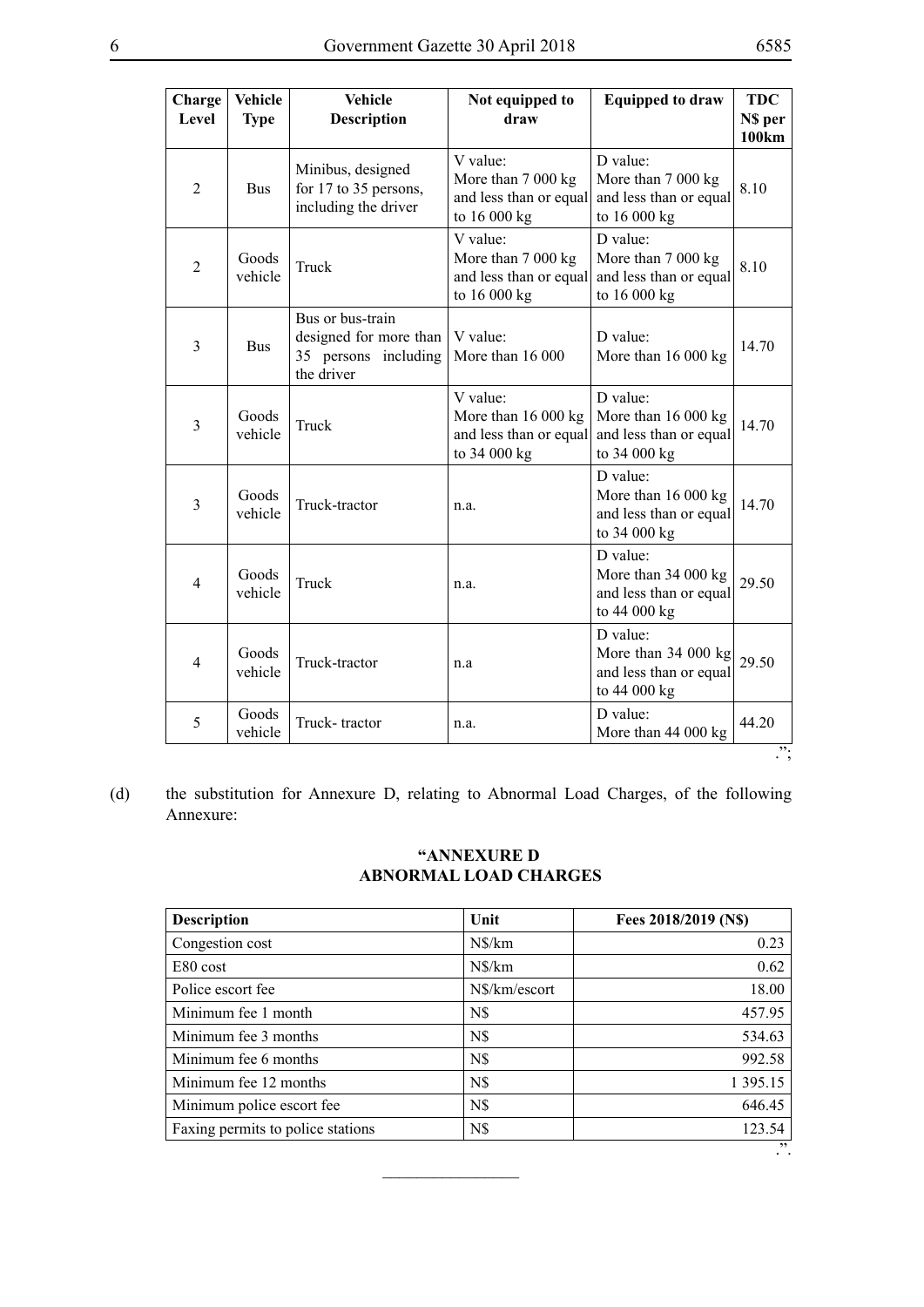| Charge Level | Vehicle Type | Vehicle Description | Not equipped to draw | Equipped to draw | TDC N$ per 100km |
|---|---|---|---|---|---|
| 2 | Bus | Minibus, designed for 17 to 35 persons, including the driver | V value: More than 7 000 kg and less than or equal to 16 000 kg | D value: More than 7 000 kg and less than or equal to 16 000 kg | 8.10 |
| 2 | Goods vehicle | Truck | V value: More than 7 000 kg and less than or equal to 16 000 kg | D value: More than 7 000 kg and less than or equal to 16 000 kg | 8.10 |
| 3 | Bus | Bus or bus-train designed for more than 35 persons including the driver | V value: More than 16 000 | D value: More than 16 000 kg | 14.70 |
| 3 | Goods vehicle | Truck | V value: More than 16 000 kg and less than or equal to 34 000 kg | D value: More than 16 000 kg and less than or equal to 34 000 kg | 14.70 |
| 3 | Goods vehicle | Truck-tractor | n.a. | D value: More than 16 000 kg and less than or equal to 34 000 kg | 14.70 |
| 4 | Goods vehicle | Truck | n.a. | D value: More than 34 000 kg and less than or equal to 44 000 kg | 29.50 |
| 4 | Goods vehicle | Truck-tractor | n.a | D value: More than 34 000 kg and less than or equal to 44 000 kg | 29.50 |
| 5 | Goods vehicle | Truck- tractor | n.a. | D value: More than 44 000 kg | 44.20 |

.";

(d) the substitution for Annexure D, relating to Abnormal Load Charges, of the following Annexure:

**"ANNEXURE D**
**ABNORMAL LOAD CHARGES**

| Description | Unit | Fees 2018/2019 (N$) |
|---|---|---|
| Congestion cost | N$/km | 0.23 |
| E80 cost | N$/km | 0.62 |
| Police escort fee | N$/km/escort | 18.00 |
| Minimum fee 1 month | N$ | 457.95 |
| Minimum fee 3 months | N$ | 534.63 |
| Minimum fee 6 months | N$ | 992.58 |
| Minimum fee 12 months | N$ | 1 395.15 |
| Minimum police escort fee | N$ | 646.45 |
| Faxing permits to police stations | N$ | 123.54 |

.".